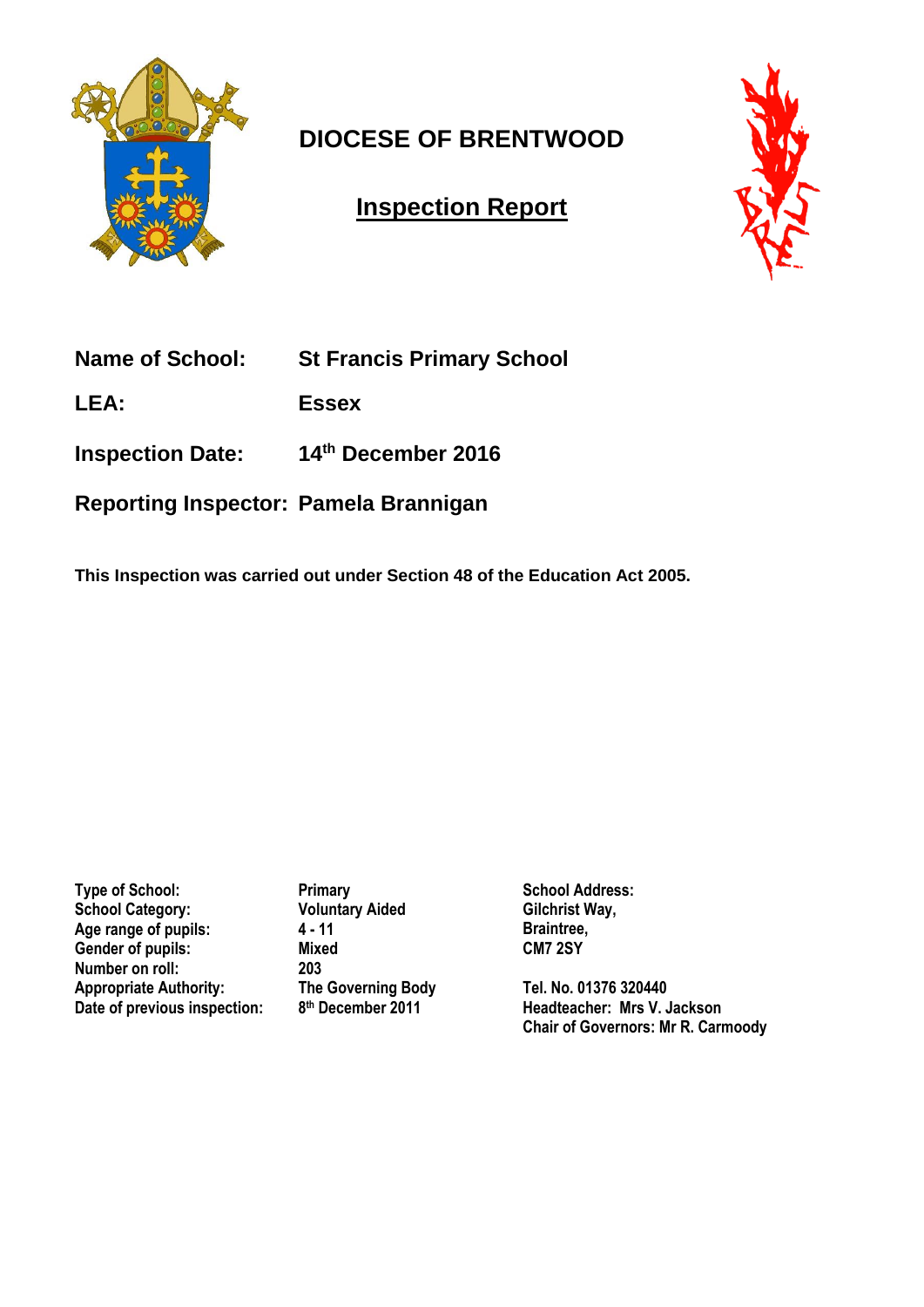# DIOCESE OF BRENTWOOD

## Inspection Report

**Name of School:** St Francis Primary School

**LEA:** Essex

**Inspection Date:** 14th December 2016

**Reporting Inspector:** Pamela Brannigan

**This Inspection was carried out under Section 48 of the Education Act 2005.**

| | | |
|---|---|---|
| **Type of School:** | **Primary** | **School Address:** |
| **School Category:** | **Voluntary Aided** | **Gilchrist Way,** |
| **Age range of pupils:** | **4 - 11** | **Braintree,** |
| **Gender of pupils:** | **Mixed** | **CM7 2SY** |
| **Number on roll:** | **203** | |
| **Appropriate Authority:** | **The Governing Body** | **Tel. No. 01376 320440** |
| **Date of previous inspection:** | **8th December 2011** | **Headteacher: Mrs V. Jackson** |
| | | **Chair of Governors: Mr R. Carmoody** |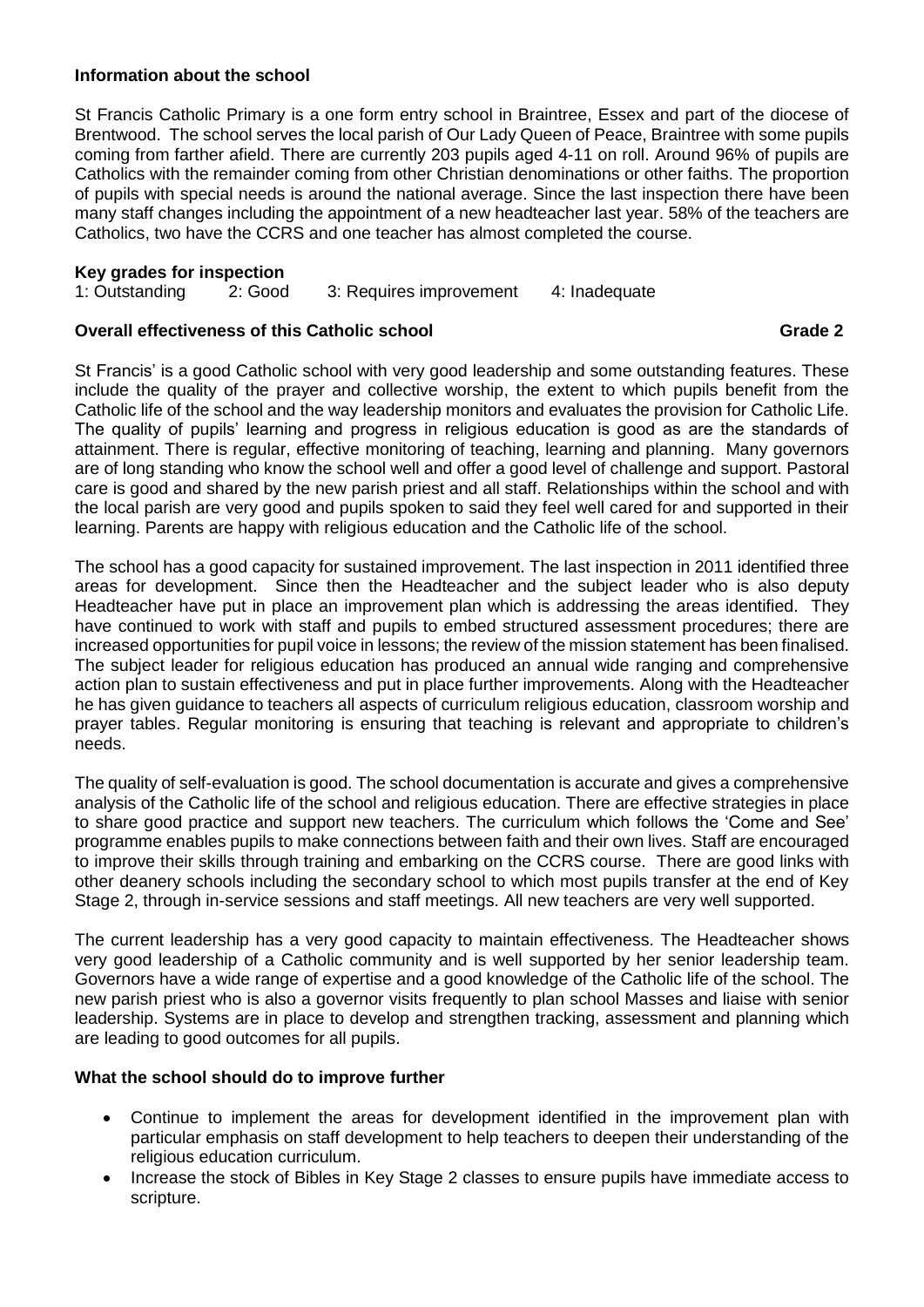**Information about the school**

St Francis Catholic Primary is a one form entry school in Braintree, Essex and part of the diocese of Brentwood. The school serves the local parish of Our Lady Queen of Peace, Braintree with some pupils coming from farther afield. There are currently 203 pupils aged 4-11 on roll. Around 96% of pupils are Catholics with the remainder coming from other Christian denominations or other faiths. The proportion of pupils with special needs is around the national average. Since the last inspection there have been many staff changes including the appointment of a new headteacher last year. 58% of the teachers are Catholics, two have the CCRS and one teacher has almost completed the course.

**Key grades for inspection**

1: Outstanding 2: Good 3: Requires improvement 4: Inadequate

**Overall effectiveness of this Catholic school** **Grade 2**

St Francis' is a good Catholic school with very good leadership and some outstanding features. These include the quality of the prayer and collective worship, the extent to which pupils benefit from the Catholic life of the school and the way leadership monitors and evaluates the provision for Catholic Life. The quality of pupils' learning and progress in religious education is good as are the standards of attainment. There is regular, effective monitoring of teaching, learning and planning. Many governors are of long standing who know the school well and offer a good level of challenge and support. Pastoral care is good and shared by the new parish priest and all staff. Relationships within the school and with the local parish are very good and pupils spoken to said they feel well cared for and supported in their learning. Parents are happy with religious education and the Catholic life of the school.

The school has a good capacity for sustained improvement. The last inspection in 2011 identified three areas for development. Since then the Headteacher and the subject leader who is also deputy Headteacher have put in place an improvement plan which is addressing the areas identified. They have continued to work with staff and pupils to embed structured assessment procedures; there are increased opportunities for pupil voice in lessons; the review of the mission statement has been finalised. The subject leader for religious education has produced an annual wide ranging and comprehensive action plan to sustain effectiveness and put in place further improvements. Along with the Headteacher he has given guidance to teachers all aspects of curriculum religious education, classroom worship and prayer tables. Regular monitoring is ensuring that teaching is relevant and appropriate to children's needs.

The quality of self-evaluation is good. The school documentation is accurate and gives a comprehensive analysis of the Catholic life of the school and religious education. There are effective strategies in place to share good practice and support new teachers. The curriculum which follows the 'Come and See' programme enables pupils to make connections between faith and their own lives. Staff are encouraged to improve their skills through training and embarking on the CCRS course. There are good links with other deanery schools including the secondary school to which most pupils transfer at the end of Key Stage 2, through in-service sessions and staff meetings. All new teachers are very well supported.

The current leadership has a very good capacity to maintain effectiveness. The Headteacher shows very good leadership of a Catholic community and is well supported by her senior leadership team. Governors have a wide range of expertise and a good knowledge of the Catholic life of the school. The new parish priest who is also a governor visits frequently to plan school Masses and liaise with senior leadership. Systems are in place to develop and strengthen tracking, assessment and planning which are leading to good outcomes for all pupils.

**What the school should do to improve further**

- Continue to implement the areas for development identified in the improvement plan with particular emphasis on staff development to help teachers to deepen their understanding of the religious education curriculum.
- Increase the stock of Bibles in Key Stage 2 classes to ensure pupils have immediate access to scripture.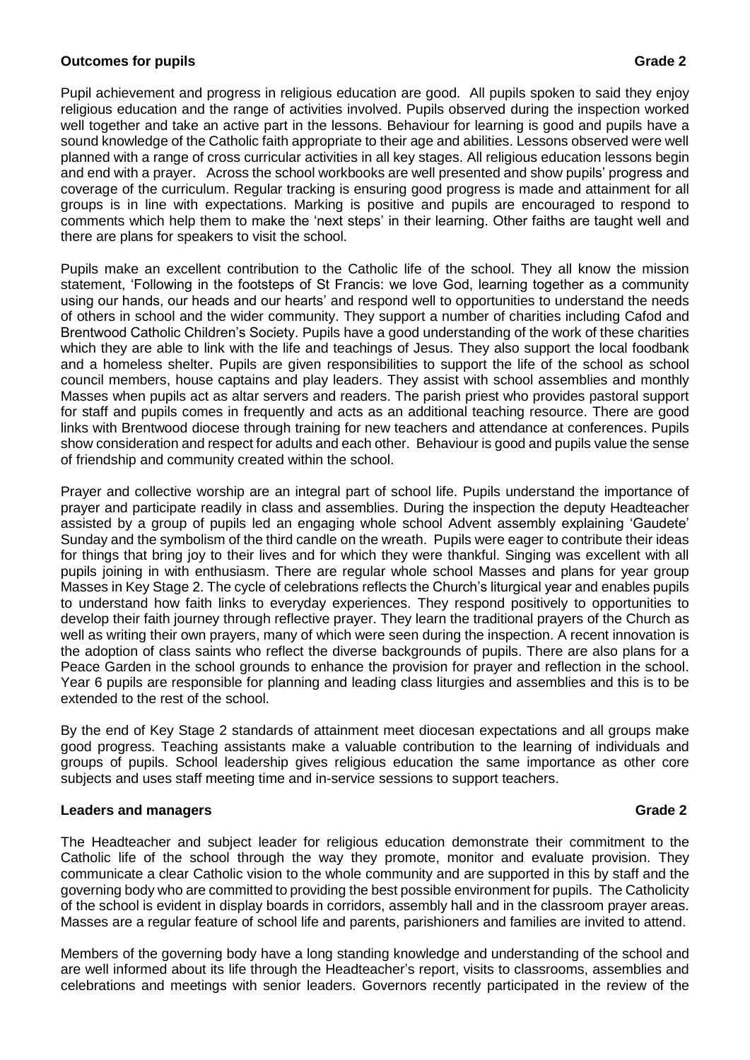**Outcomes for pupils** **Grade 2**

Pupil achievement and progress in religious education are good. All pupils spoken to said they enjoy religious education and the range of activities involved. Pupils observed during the inspection worked well together and take an active part in the lessons. Behaviour for learning is good and pupils have a sound knowledge of the Catholic faith appropriate to their age and abilities. Lessons observed were well planned with a range of cross curricular activities in all key stages. All religious education lessons begin and end with a prayer. Across the school workbooks are well presented and show pupils' progress and coverage of the curriculum. Regular tracking is ensuring good progress is made and attainment for all groups is in line with expectations. Marking is positive and pupils are encouraged to respond to comments which help them to make the 'next steps' in their learning. Other faiths are taught well and there are plans for speakers to visit the school.

Pupils make an excellent contribution to the Catholic life of the school. They all know the mission statement, 'Following in the footsteps of St Francis: we love God, learning together as a community using our hands, our heads and our hearts' and respond well to opportunities to understand the needs of others in school and the wider community. They support a number of charities including Cafod and Brentwood Catholic Children's Society. Pupils have a good understanding of the work of these charities which they are able to link with the life and teachings of Jesus. They also support the local foodbank and a homeless shelter. Pupils are given responsibilities to support the life of the school as school council members, house captains and play leaders. They assist with school assemblies and monthly Masses when pupils act as altar servers and readers. The parish priest who provides pastoral support for staff and pupils comes in frequently and acts as an additional teaching resource. There are good links with Brentwood diocese through training for new teachers and attendance at conferences. Pupils show consideration and respect for adults and each other. Behaviour is good and pupils value the sense of friendship and community created within the school.

Prayer and collective worship are an integral part of school life. Pupils understand the importance of prayer and participate readily in class and assemblies. During the inspection the deputy Headteacher assisted by a group of pupils led an engaging whole school Advent assembly explaining 'Gaudete' Sunday and the symbolism of the third candle on the wreath. Pupils were eager to contribute their ideas for things that bring joy to their lives and for which they were thankful. Singing was excellent with all pupils joining in with enthusiasm. There are regular whole school Masses and plans for year group Masses in Key Stage 2. The cycle of celebrations reflects the Church's liturgical year and enables pupils to understand how faith links to everyday experiences. They respond positively to opportunities to develop their faith journey through reflective prayer. They learn the traditional prayers of the Church as well as writing their own prayers, many of which were seen during the inspection. A recent innovation is the adoption of class saints who reflect the diverse backgrounds of pupils. There are also plans for a Peace Garden in the school grounds to enhance the provision for prayer and reflection in the school. Year 6 pupils are responsible for planning and leading class liturgies and assemblies and this is to be extended to the rest of the school.

By the end of Key Stage 2 standards of attainment meet diocesan expectations and all groups make good progress. Teaching assistants make a valuable contribution to the learning of individuals and groups of pupils. School leadership gives religious education the same importance as other core subjects and uses staff meeting time and in-service sessions to support teachers.

**Leaders and managers** **Grade 2**

The Headteacher and subject leader for religious education demonstrate their commitment to the Catholic life of the school through the way they promote, monitor and evaluate provision. They communicate a clear Catholic vision to the whole community and are supported in this by staff and the governing body who are committed to providing the best possible environment for pupils. The Catholicity of the school is evident in display boards in corridors, assembly hall and in the classroom prayer areas. Masses are a regular feature of school life and parents, parishioners and families are invited to attend.

Members of the governing body have a long standing knowledge and understanding of the school and are well informed about its life through the Headteacher's report, visits to classrooms, assemblies and celebrations and meetings with senior leaders. Governors recently participated in the review of the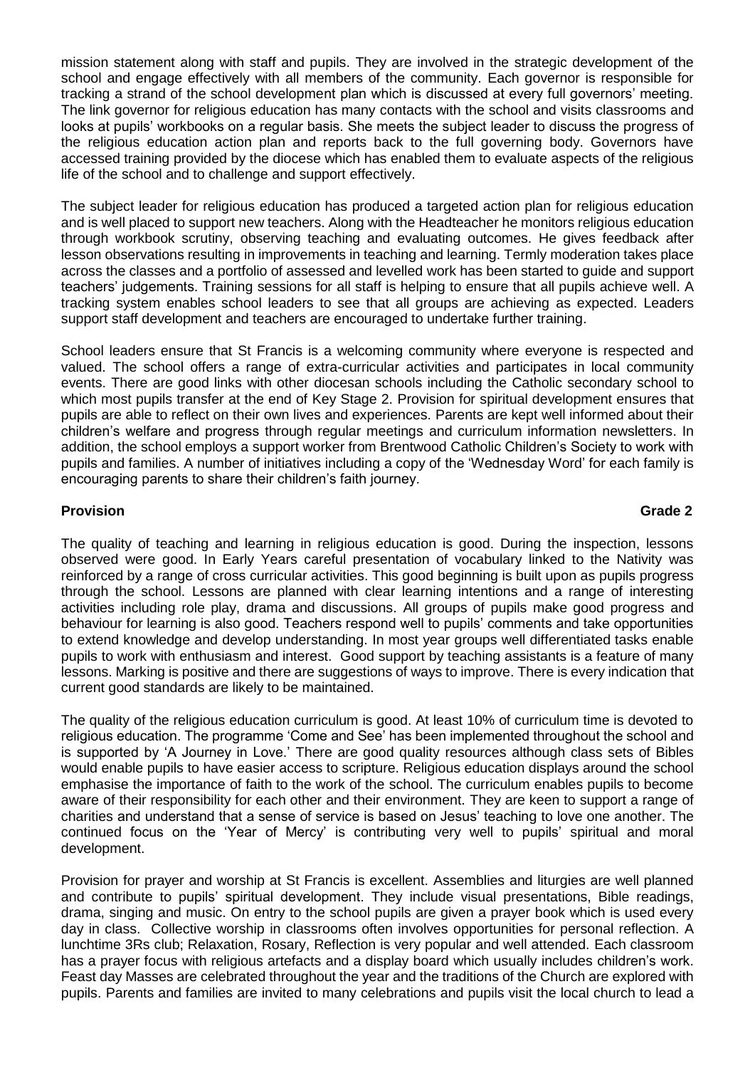mission statement along with staff and pupils. They are involved in the strategic development of the school and engage effectively with all members of the community. Each governor is responsible for tracking a strand of the school development plan which is discussed at every full governors' meeting. The link governor for religious education has many contacts with the school and visits classrooms and looks at pupils' workbooks on a regular basis. She meets the subject leader to discuss the progress of the religious education action plan and reports back to the full governing body. Governors have accessed training provided by the diocese which has enabled them to evaluate aspects of the religious life of the school and to challenge and support effectively.

The subject leader for religious education has produced a targeted action plan for religious education and is well placed to support new teachers. Along with the Headteacher he monitors religious education through workbook scrutiny, observing teaching and evaluating outcomes. He gives feedback after lesson observations resulting in improvements in teaching and learning. Termly moderation takes place across the classes and a portfolio of assessed and levelled work has been started to guide and support teachers' judgements. Training sessions for all staff is helping to ensure that all pupils achieve well. A tracking system enables school leaders to see that all groups are achieving as expected. Leaders support staff development and teachers are encouraged to undertake further training.

School leaders ensure that St Francis is a welcoming community where everyone is respected and valued. The school offers a range of extra-curricular activities and participates in local community events. There are good links with other diocesan schools including the Catholic secondary school to which most pupils transfer at the end of Key Stage 2. Provision for spiritual development ensures that pupils are able to reflect on their own lives and experiences. Parents are kept well informed about their children's welfare and progress through regular meetings and curriculum information newsletters. In addition, the school employs a support worker from Brentwood Catholic Children's Society to work with pupils and families. A number of initiatives including a copy of the 'Wednesday Word' for each family is encouraging parents to share their children's faith journey.

**Provision** **Grade 2**

The quality of teaching and learning in religious education is good. During the inspection, lessons observed were good. In Early Years careful presentation of vocabulary linked to the Nativity was reinforced by a range of cross curricular activities. This good beginning is built upon as pupils progress through the school. Lessons are planned with clear learning intentions and a range of interesting activities including role play, drama and discussions. All groups of pupils make good progress and behaviour for learning is also good. Teachers respond well to pupils' comments and take opportunities to extend knowledge and develop understanding. In most year groups well differentiated tasks enable pupils to work with enthusiasm and interest. Good support by teaching assistants is a feature of many lessons. Marking is positive and there are suggestions of ways to improve. There is every indication that current good standards are likely to be maintained.

The quality of the religious education curriculum is good. At least 10% of curriculum time is devoted to religious education. The programme 'Come and See' has been implemented throughout the school and is supported by 'A Journey in Love.' There are good quality resources although class sets of Bibles would enable pupils to have easier access to scripture. Religious education displays around the school emphasise the importance of faith to the work of the school. The curriculum enables pupils to become aware of their responsibility for each other and their environment. They are keen to support a range of charities and understand that a sense of service is based on Jesus' teaching to love one another. The continued focus on the 'Year of Mercy' is contributing very well to pupils' spiritual and moral development.

Provision for prayer and worship at St Francis is excellent. Assemblies and liturgies are well planned and contribute to pupils' spiritual development. They include visual presentations, Bible readings, drama, singing and music. On entry to the school pupils are given a prayer book which is used every day in class. Collective worship in classrooms often involves opportunities for personal reflection. A lunchtime 3Rs club; Relaxation, Rosary, Reflection is very popular and well attended. Each classroom has a prayer focus with religious artefacts and a display board which usually includes children's work. Feast day Masses are celebrated throughout the year and the traditions of the Church are explored with pupils. Parents and families are invited to many celebrations and pupils visit the local church to lead a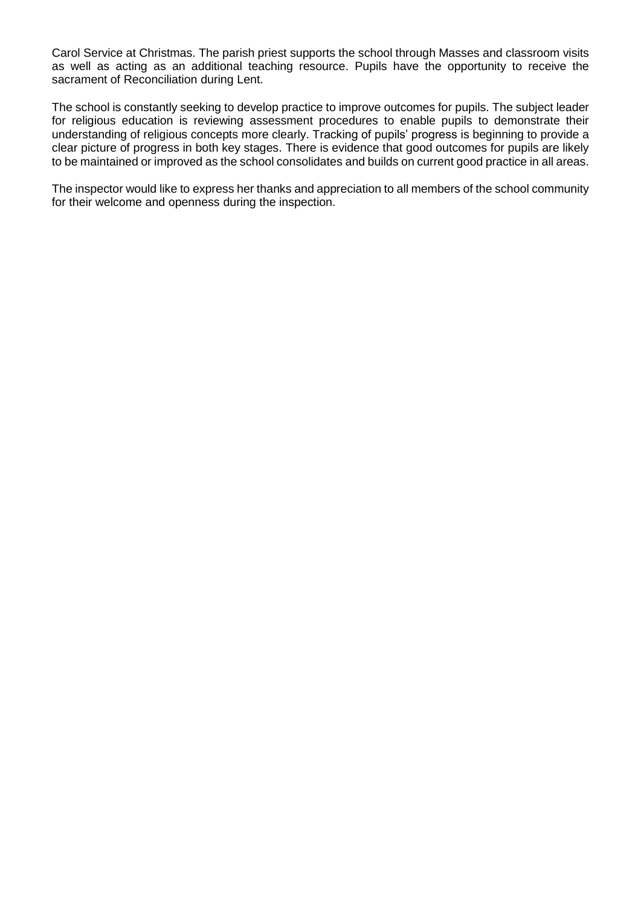Carol Service at Christmas. The parish priest supports the school through Masses and classroom visits as well as acting as an additional teaching resource. Pupils have the opportunity to receive the sacrament of Reconciliation during Lent.

The school is constantly seeking to develop practice to improve outcomes for pupils. The subject leader for religious education is reviewing assessment procedures to enable pupils to demonstrate their understanding of religious concepts more clearly. Tracking of pupils' progress is beginning to provide a clear picture of progress in both key stages. There is evidence that good outcomes for pupils are likely to be maintained or improved as the school consolidates and builds on current good practice in all areas.

The inspector would like to express her thanks and appreciation to all members of the school community for their welcome and openness during the inspection.